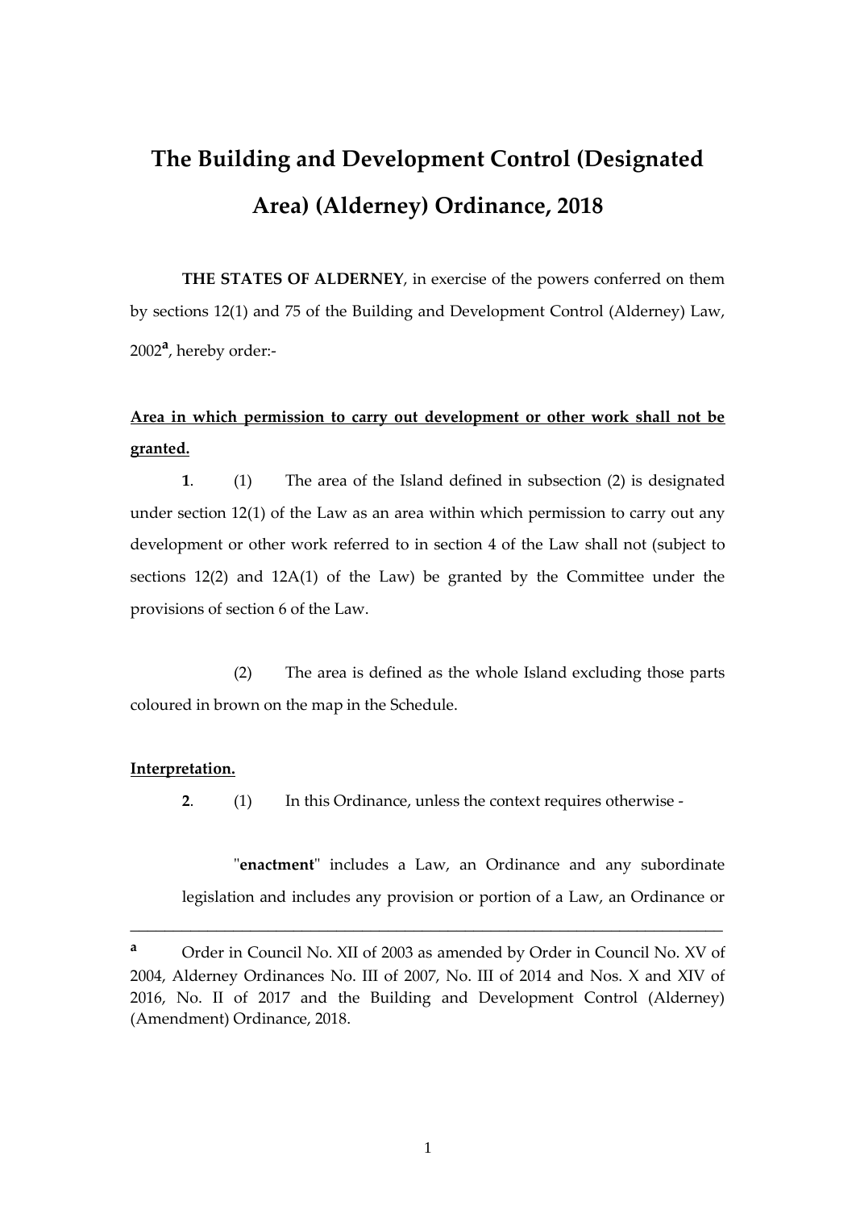# The Building and Development Control (Designated Area) (Alderney) Ordinance, 2018

**THE STATES OF ALDERNEY**, in exercise of the powers conferred on them by sections 12(1) and 75 of the Building and Development Control (Alderney) Law, 2002[a], hereby order:-

**Area in which permission to carry out development or other work shall not be granted.**

**1**. (1) The area of the Island defined in subsection (2) is designated under section 12(1) of the Law as an area within which permission to carry out any development or other work referred to in section 4 of the Law shall not (subject to sections 12(2) and 12A(1) of the Law) be granted by the Committee under the provisions of section 6 of the Law.

(2) The area is defined as the whole Island excluding those parts coloured in brown on the map in the Schedule.

**Interpretation.**

**2**. (1) In this Ordinance, unless the context requires otherwise -

"**enactment**" includes a Law, an Ordinance and any subordinate legislation and includes any provision or portion of a Law, an Ordinance or

---

[a] Order in Council No. XII of 2003 as amended by Order in Council No. XV of 2004, Alderney Ordinances No. III of 2007, No. III of 2014 and Nos. X and XIV of 2016, No. II of 2017 and the Building and Development Control (Alderney) (Amendment) Ordinance, 2018.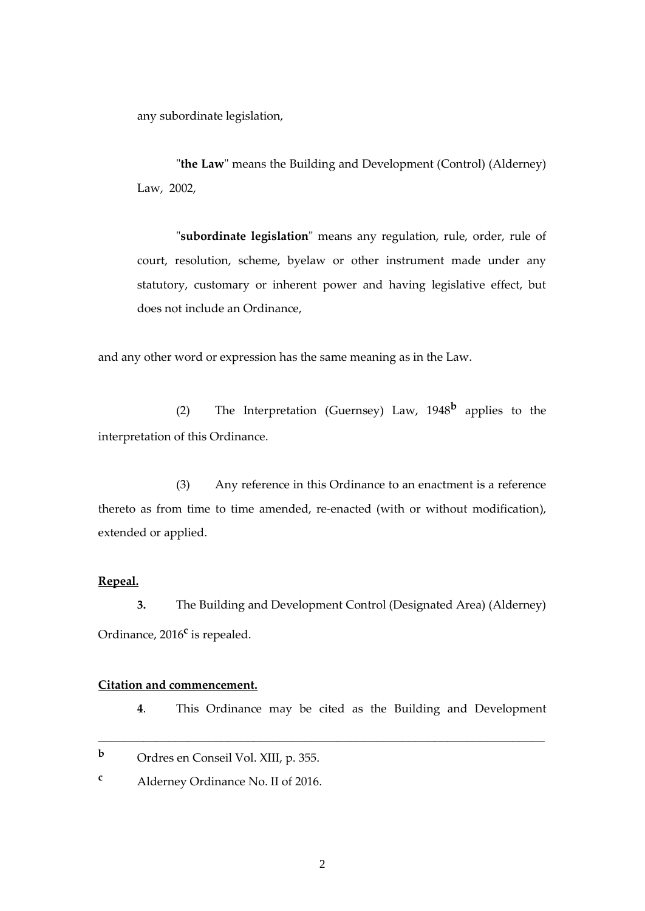any subordinate legislation,

"**the Law**" means the Building and Development (Control) (Alderney) Law, 2002,

"**subordinate legislation**" means any regulation, rule, order, rule of court, resolution, scheme, byelaw or other instrument made under any statutory, customary or inherent power and having legislative effect, but does not include an Ordinance,

and any other word or expression has the same meaning as in the Law.

(2) The Interpretation (Guernsey) Law, 1948[b] applies to the interpretation of this Ordinance.

(3) Any reference in this Ordinance to an enactment is a reference thereto as from time to time amended, re-enacted (with or without modification), extended or applied.

**Repeal.**

**3.** The Building and Development Control (Designated Area) (Alderney) Ordinance, 2016[c] is repealed.

**Citation and commencement.**

**4**. This Ordinance may be cited as the Building and Development

---

[b] Ordres en Conseil Vol. XIII, p. 355.

[c] Alderney Ordinance No. II of 2016.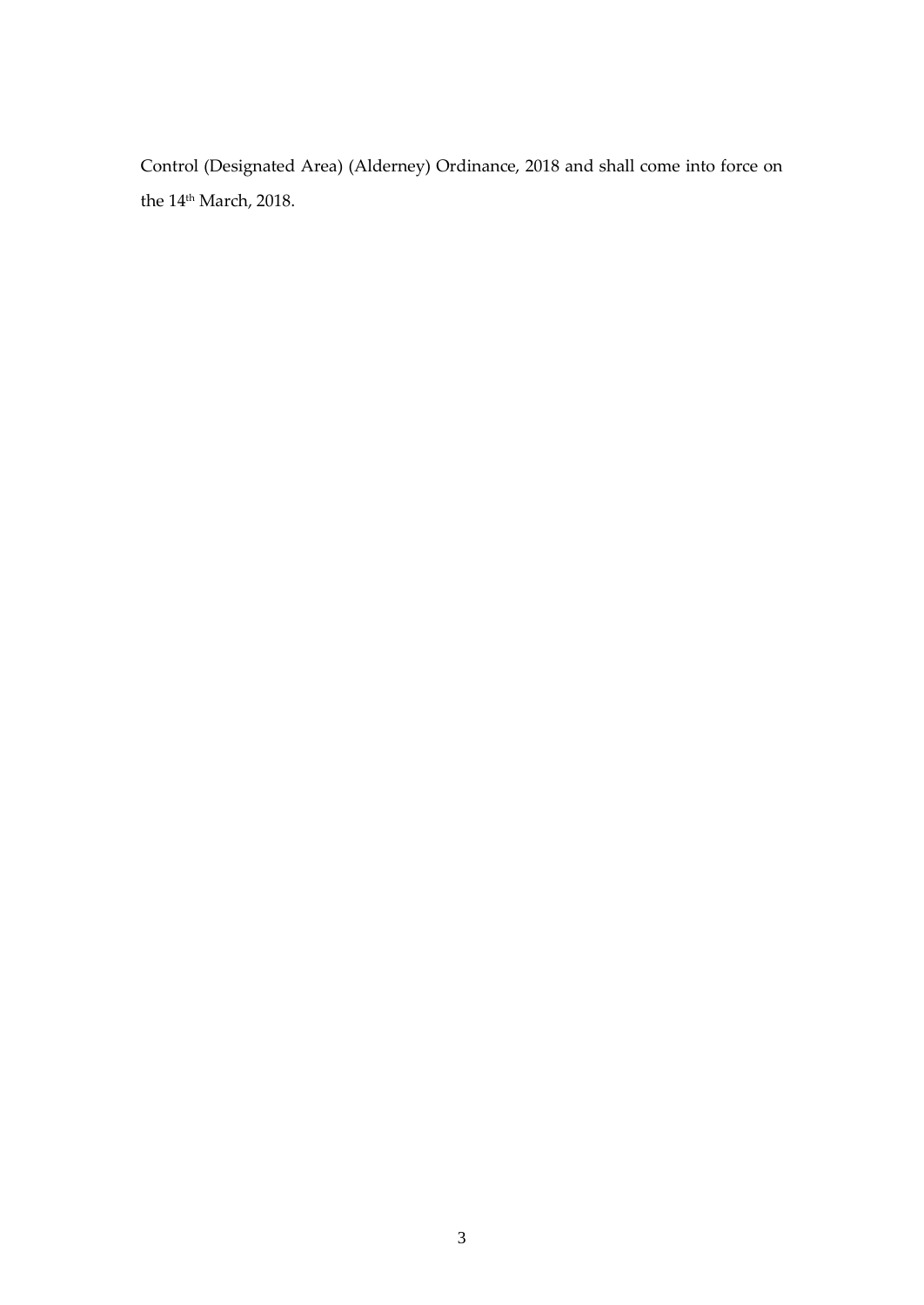Control (Designated Area) (Alderney) Ordinance, 2018 and shall come into force on the 14th March, 2018.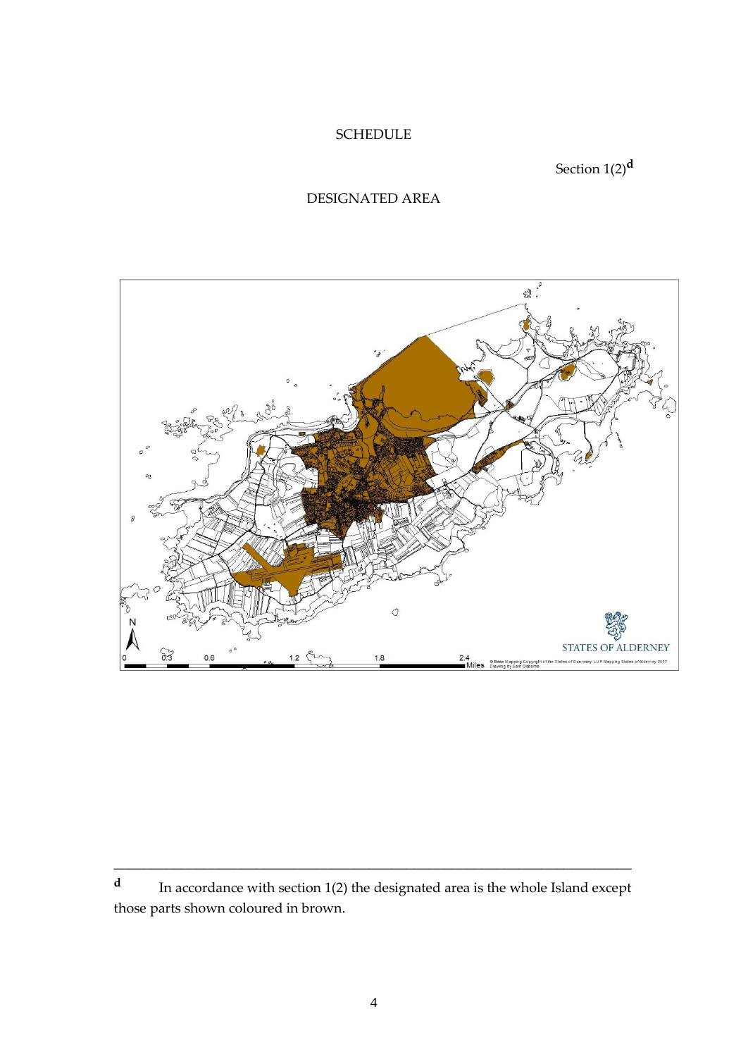SCHEDULE

Section 1(2)[d]

DESIGNATED AREA

N

0 0.3 0.6 1.2 1.8 2.4 Miles

STATES OF ALDERNEY

© Base Mapping Copyright of the States of Guernsey. LUF Mapping States of Alderney 2017
Drawing by Sam Osborne

---

[d] In accordance with section 1(2) the designated area is the whole Island except those parts shown coloured in brown.